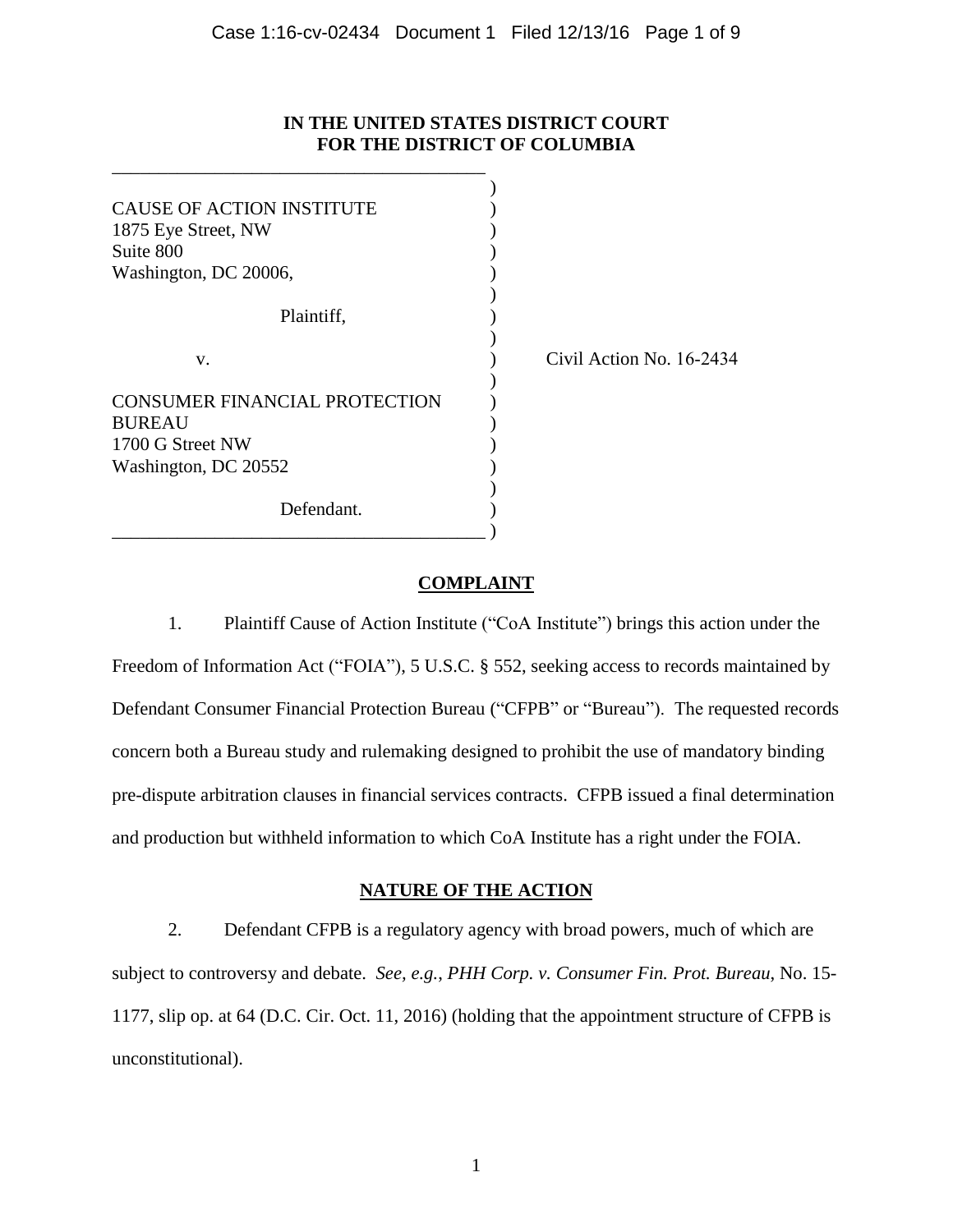**IN THE UNITED STATES DISTRICT COURT**
**FOR THE DISTRICT OF COLUMBIA**

CAUSE OF ACTION INSTITUTE
1875 Eye Street, NW
Suite 800
Washington, DC 20006,

Plaintiff,

v.

CONSUMER FINANCIAL PROTECTION BUREAU
1700 G Street NW
Washington, DC 20552

Defendant.

Civil Action No. 16-2434

## COMPLAINT

1. Plaintiff Cause of Action Institute ("CoA Institute") brings this action under the Freedom of Information Act ("FOIA"), 5 U.S.C. § 552, seeking access to records maintained by Defendant Consumer Financial Protection Bureau ("CFPB" or "Bureau"). The requested records concern both a Bureau study and rulemaking designed to prohibit the use of mandatory binding pre-dispute arbitration clauses in financial services contracts. CFPB issued a final determination and production but withheld information to which CoA Institute has a right under the FOIA.

## NATURE OF THE ACTION

2. Defendant CFPB is a regulatory agency with broad powers, much of which are subject to controversy and debate. *See, e.g., PHH Corp. v. Consumer Fin. Prot. Bureau*, No. 15-1177, slip op. at 64 (D.C. Cir. Oct. 11, 2016) (holding that the appointment structure of CFPB is unconstitutional).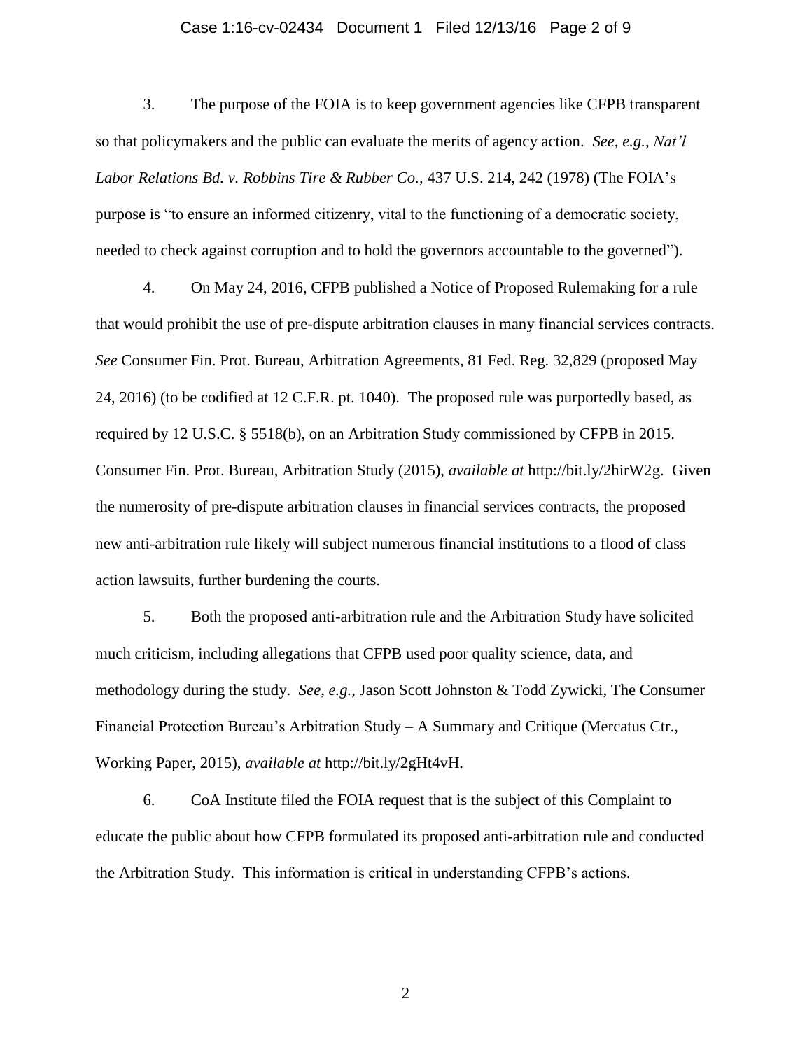3. The purpose of the FOIA is to keep government agencies like CFPB transparent so that policymakers and the public can evaluate the merits of agency action. *See, e.g.*, *Nat'l Labor Relations Bd. v. Robbins Tire & Rubber Co.*, 437 U.S. 214, 242 (1978) (The FOIA's purpose is "to ensure an informed citizenry, vital to the functioning of a democratic society, needed to check against corruption and to hold the governors accountable to the governed").

4. On May 24, 2016, CFPB published a Notice of Proposed Rulemaking for a rule that would prohibit the use of pre-dispute arbitration clauses in many financial services contracts. *See* Consumer Fin. Prot. Bureau, Arbitration Agreements, 81 Fed. Reg. 32,829 (proposed May 24, 2016) (to be codified at 12 C.F.R. pt. 1040). The proposed rule was purportedly based, as required by 12 U.S.C. § 5518(b), on an Arbitration Study commissioned by CFPB in 2015. Consumer Fin. Prot. Bureau, Arbitration Study (2015), *available at* http://bit.ly/2hirW2g. Given the numerosity of pre-dispute arbitration clauses in financial services contracts, the proposed new anti-arbitration rule likely will subject numerous financial institutions to a flood of class action lawsuits, further burdening the courts.

5. Both the proposed anti-arbitration rule and the Arbitration Study have solicited much criticism, including allegations that CFPB used poor quality science, data, and methodology during the study. *See, e.g.*, Jason Scott Johnston & Todd Zywicki, The Consumer Financial Protection Bureau's Arbitration Study – A Summary and Critique (Mercatus Ctr., Working Paper, 2015), *available at* http://bit.ly/2gHt4vH.

6. CoA Institute filed the FOIA request that is the subject of this Complaint to educate the public about how CFPB formulated its proposed anti-arbitration rule and conducted the Arbitration Study. This information is critical in understanding CFPB's actions.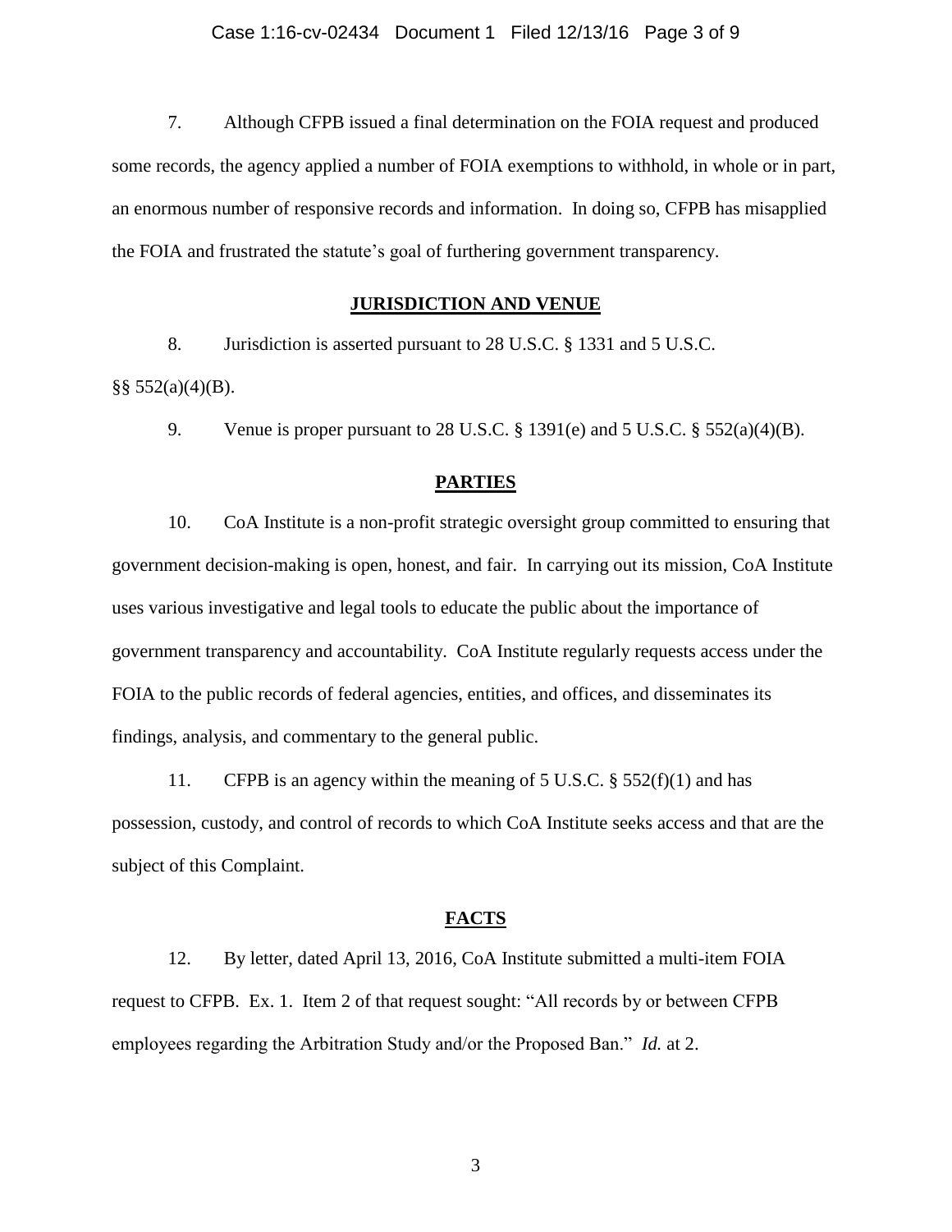7. Although CFPB issued a final determination on the FOIA request and produced some records, the agency applied a number of FOIA exemptions to withhold, in whole or in part, an enormous number of responsive records and information. In doing so, CFPB has misapplied the FOIA and frustrated the statute's goal of furthering government transparency.

## JURISDICTION AND VENUE

8. Jurisdiction is asserted pursuant to 28 U.S.C. § 1331 and 5 U.S.C. §§ 552(a)(4)(B).

9. Venue is proper pursuant to 28 U.S.C. § 1391(e) and 5 U.S.C. § 552(a)(4)(B).

## PARTIES

10. CoA Institute is a non-profit strategic oversight group committed to ensuring that government decision-making is open, honest, and fair. In carrying out its mission, CoA Institute uses various investigative and legal tools to educate the public about the importance of government transparency and accountability. CoA Institute regularly requests access under the FOIA to the public records of federal agencies, entities, and offices, and disseminates its findings, analysis, and commentary to the general public.

11. CFPB is an agency within the meaning of 5 U.S.C. § 552(f)(1) and has possession, custody, and control of records to which CoA Institute seeks access and that are the subject of this Complaint.

## FACTS

12. By letter, dated April 13, 2016, CoA Institute submitted a multi-item FOIA request to CFPB. Ex. 1. Item 2 of that request sought: "All records by or between CFPB employees regarding the Arbitration Study and/or the Proposed Ban." *Id.* at 2.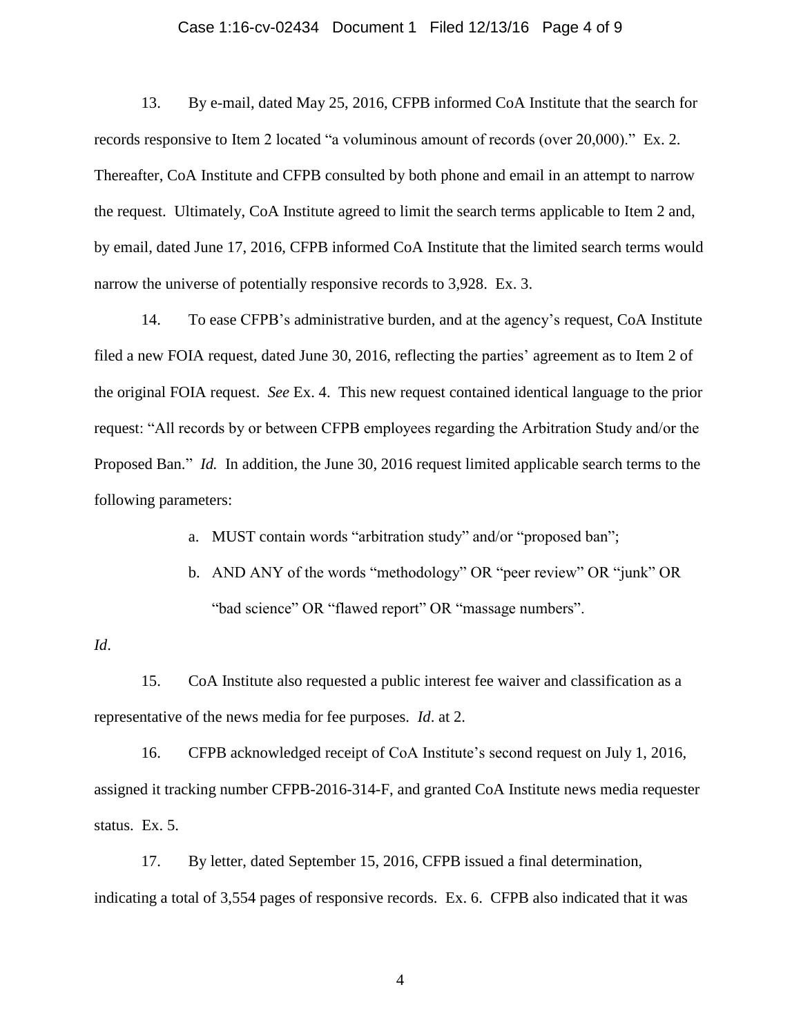13. By e-mail, dated May 25, 2016, CFPB informed CoA Institute that the search for records responsive to Item 2 located "a voluminous amount of records (over 20,000)." Ex. 2. Thereafter, CoA Institute and CFPB consulted by both phone and email in an attempt to narrow the request. Ultimately, CoA Institute agreed to limit the search terms applicable to Item 2 and, by email, dated June 17, 2016, CFPB informed CoA Institute that the limited search terms would narrow the universe of potentially responsive records to 3,928. Ex. 3.

14. To ease CFPB's administrative burden, and at the agency's request, CoA Institute filed a new FOIA request, dated June 30, 2016, reflecting the parties' agreement as to Item 2 of the original FOIA request. *See* Ex. 4. This new request contained identical language to the prior request: "All records by or between CFPB employees regarding the Arbitration Study and/or the Proposed Ban." *Id.* In addition, the June 30, 2016 request limited applicable search terms to the following parameters:

a. MUST contain words "arbitration study" and/or "proposed ban";

b. AND ANY of the words "methodology" OR "peer review" OR "junk" OR "bad science" OR "flawed report" OR "massage numbers".

*Id*.

15. CoA Institute also requested a public interest fee waiver and classification as a representative of the news media for fee purposes. *Id*. at 2.

16. CFPB acknowledged receipt of CoA Institute's second request on July 1, 2016, assigned it tracking number CFPB-2016-314-F, and granted CoA Institute news media requester status. Ex. 5.

17. By letter, dated September 15, 2016, CFPB issued a final determination, indicating a total of 3,554 pages of responsive records. Ex. 6. CFPB also indicated that it was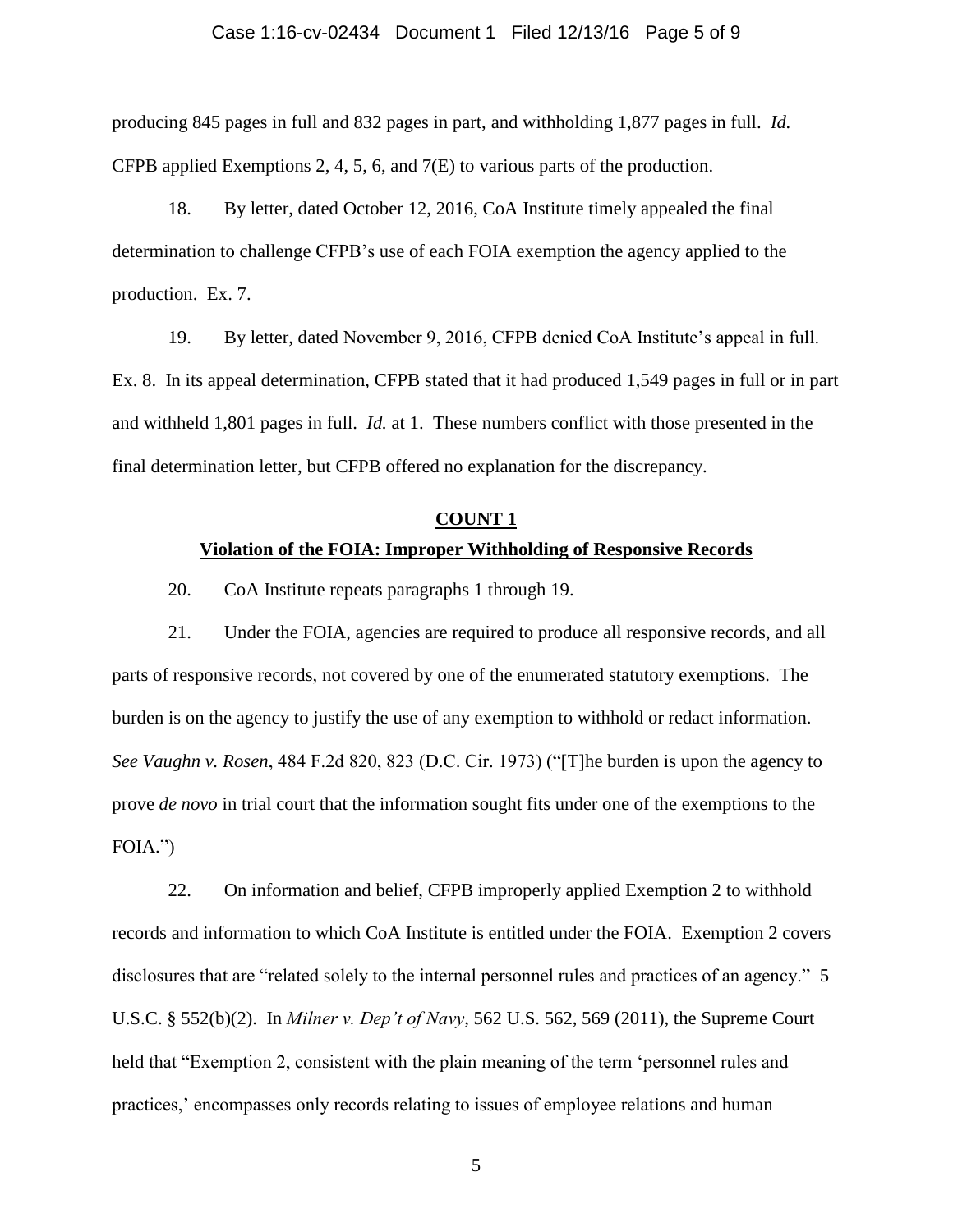producing 845 pages in full and 832 pages in part, and withholding 1,877 pages in full. *Id.* CFPB applied Exemptions 2, 4, 5, 6, and 7(E) to various parts of the production.

18. By letter, dated October 12, 2016, CoA Institute timely appealed the final determination to challenge CFPB's use of each FOIA exemption the agency applied to the production. Ex. 7.

19. By letter, dated November 9, 2016, CFPB denied CoA Institute's appeal in full. Ex. 8. In its appeal determination, CFPB stated that it had produced 1,549 pages in full or in part and withheld 1,801 pages in full. *Id.* at 1. These numbers conflict with those presented in the final determination letter, but CFPB offered no explanation for the discrepancy.

**COUNT 1**

**Violation of the FOIA: Improper Withholding of Responsive Records**

20. CoA Institute repeats paragraphs 1 through 19.

21. Under the FOIA, agencies are required to produce all responsive records, and all parts of responsive records, not covered by one of the enumerated statutory exemptions. The burden is on the agency to justify the use of any exemption to withhold or redact information. *See Vaughn v. Rosen*, 484 F.2d 820, 823 (D.C. Cir. 1973) ("[T]he burden is upon the agency to prove *de novo* in trial court that the information sought fits under one of the exemptions to the FOIA.")

22. On information and belief, CFPB improperly applied Exemption 2 to withhold records and information to which CoA Institute is entitled under the FOIA. Exemption 2 covers disclosures that are "related solely to the internal personnel rules and practices of an agency." 5 U.S.C. § 552(b)(2). In *Milner v. Dep't of Navy*, 562 U.S. 562, 569 (2011), the Supreme Court held that "Exemption 2, consistent with the plain meaning of the term 'personnel rules and practices,' encompasses only records relating to issues of employee relations and human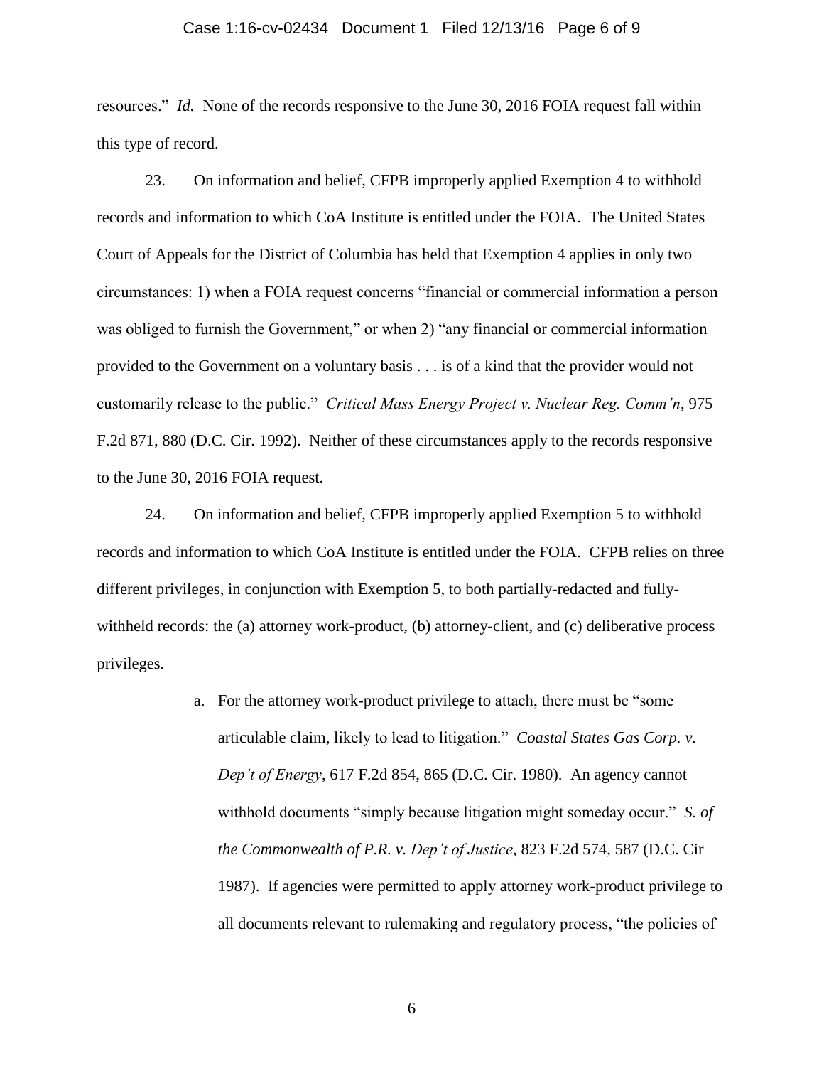resources." *Id.* None of the records responsive to the June 30, 2016 FOIA request fall within this type of record.

23. On information and belief, CFPB improperly applied Exemption 4 to withhold records and information to which CoA Institute is entitled under the FOIA. The United States Court of Appeals for the District of Columbia has held that Exemption 4 applies in only two circumstances: 1) when a FOIA request concerns "financial or commercial information a person was obliged to furnish the Government," or when 2) "any financial or commercial information provided to the Government on a voluntary basis . . . is of a kind that the provider would not customarily release to the public." *Critical Mass Energy Project v. Nuclear Reg. Comm'n*, 975 F.2d 871, 880 (D.C. Cir. 1992). Neither of these circumstances apply to the records responsive to the June 30, 2016 FOIA request.

24. On information and belief, CFPB improperly applied Exemption 5 to withhold records and information to which CoA Institute is entitled under the FOIA. CFPB relies on three different privileges, in conjunction with Exemption 5, to both partially-redacted and fully-withheld records: the (a) attorney work-product, (b) attorney-client, and (c) deliberative process privileges.

a. For the attorney work-product privilege to attach, there must be "some articulable claim, likely to lead to litigation." *Coastal States Gas Corp. v. Dep't of Energy*, 617 F.2d 854, 865 (D.C. Cir. 1980). An agency cannot withhold documents "simply because litigation might someday occur." *S. of the Commonwealth of P.R. v. Dep't of Justice*, 823 F.2d 574, 587 (D.C. Cir 1987). If agencies were permitted to apply attorney work-product privilege to all documents relevant to rulemaking and regulatory process, "the policies of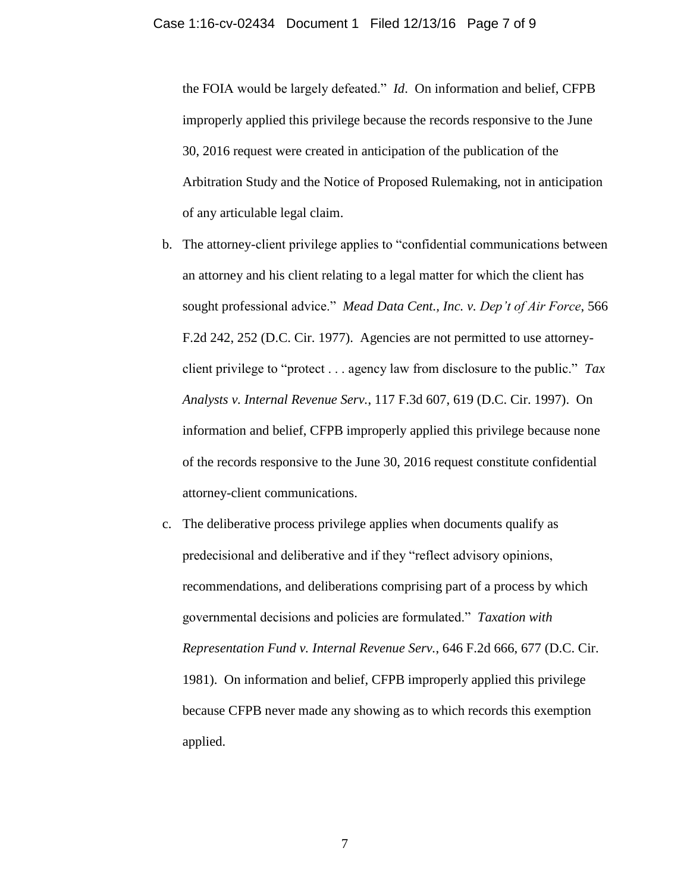the FOIA would be largely defeated." *Id*. On information and belief, CFPB improperly applied this privilege because the records responsive to the June 30, 2016 request were created in anticipation of the publication of the Arbitration Study and the Notice of Proposed Rulemaking, not in anticipation of any articulable legal claim.

b. The attorney-client privilege applies to "confidential communications between an attorney and his client relating to a legal matter for which the client has sought professional advice." *Mead Data Cent., Inc. v. Dep't of Air Force*, 566 F.2d 242, 252 (D.C. Cir. 1977). Agencies are not permitted to use attorney-client privilege to "protect . . . agency law from disclosure to the public." *Tax Analysts v. Internal Revenue Serv.*, 117 F.3d 607, 619 (D.C. Cir. 1997). On information and belief, CFPB improperly applied this privilege because none of the records responsive to the June 30, 2016 request constitute confidential attorney-client communications.

c. The deliberative process privilege applies when documents qualify as predecisional and deliberative and if they "reflect advisory opinions, recommendations, and deliberations comprising part of a process by which governmental decisions and policies are formulated." *Taxation with Representation Fund v. Internal Revenue Serv.*, 646 F.2d 666, 677 (D.C. Cir. 1981). On information and belief, CFPB improperly applied this privilege because CFPB never made any showing as to which records this exemption applied.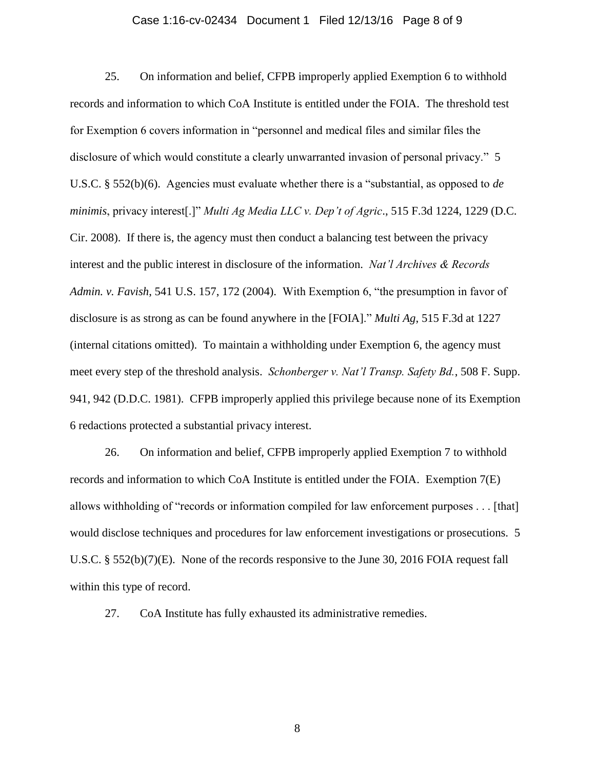25. On information and belief, CFPB improperly applied Exemption 6 to withhold records and information to which CoA Institute is entitled under the FOIA. The threshold test for Exemption 6 covers information in "personnel and medical files and similar files the disclosure of which would constitute a clearly unwarranted invasion of personal privacy." 5 U.S.C. § 552(b)(6). Agencies must evaluate whether there is a "substantial, as opposed to *de minimis*, privacy interest[.]" *Multi Ag Media LLC v. Dep't of Agric*., 515 F.3d 1224, 1229 (D.C. Cir. 2008). If there is, the agency must then conduct a balancing test between the privacy interest and the public interest in disclosure of the information. *Nat'l Archives & Records Admin. v. Favish*, 541 U.S. 157, 172 (2004). With Exemption 6, "the presumption in favor of disclosure is as strong as can be found anywhere in the [FOIA]." *Multi Ag*, 515 F.3d at 1227 (internal citations omitted). To maintain a withholding under Exemption 6, the agency must meet every step of the threshold analysis. *Schonberger v. Nat'l Transp. Safety Bd.*, 508 F. Supp. 941, 942 (D.D.C. 1981). CFPB improperly applied this privilege because none of its Exemption 6 redactions protected a substantial privacy interest.

26. On information and belief, CFPB improperly applied Exemption 7 to withhold records and information to which CoA Institute is entitled under the FOIA. Exemption 7(E) allows withholding of "records or information compiled for law enforcement purposes . . . [that] would disclose techniques and procedures for law enforcement investigations or prosecutions. 5 U.S.C. § 552(b)(7)(E). None of the records responsive to the June 30, 2016 FOIA request fall within this type of record.

27. CoA Institute has fully exhausted its administrative remedies.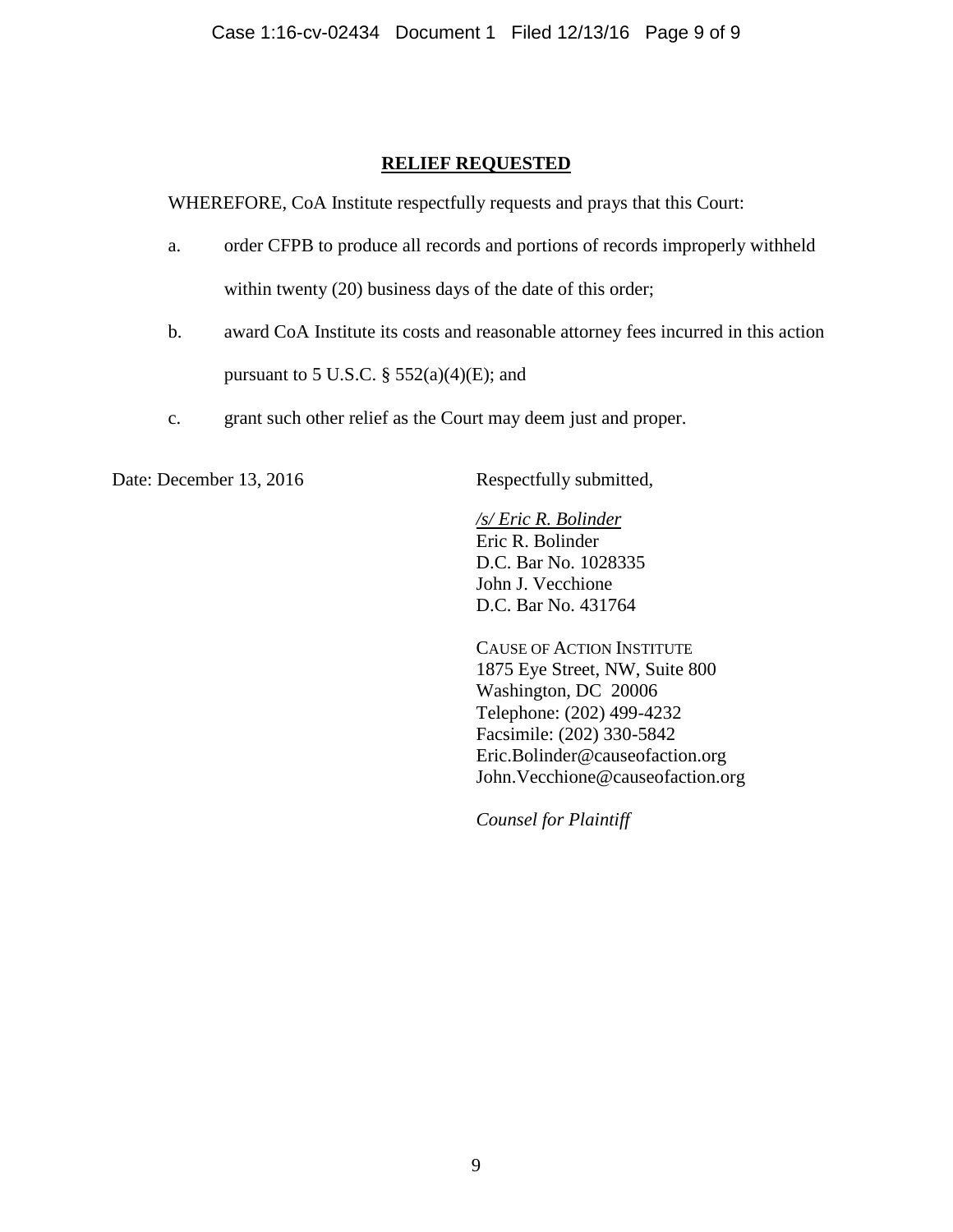## **RELIEF REQUESTED**

WHEREFORE, CoA Institute respectfully requests and prays that this Court:

a. order CFPB to produce all records and portions of records improperly withheld within twenty (20) business days of the date of this order;

b. award CoA Institute its costs and reasonable attorney fees incurred in this action pursuant to 5 U.S.C. § 552(a)(4)(E); and

c. grant such other relief as the Court may deem just and proper.

Date: December 13, 2016

Respectfully submitted,

*/s/ Eric R. Bolinder*
Eric R. Bolinder
D.C. Bar No. 1028335
John J. Vecchione
D.C. Bar No. 431764

CAUSE OF ACTION INSTITUTE
1875 Eye Street, NW, Suite 800
Washington, DC 20006
Telephone: (202) 499-4232
Facsimile: (202) 330-5842
Eric.Bolinder@causeofaction.org
John.Vecchione@causeofaction.org

*Counsel for Plaintiff*